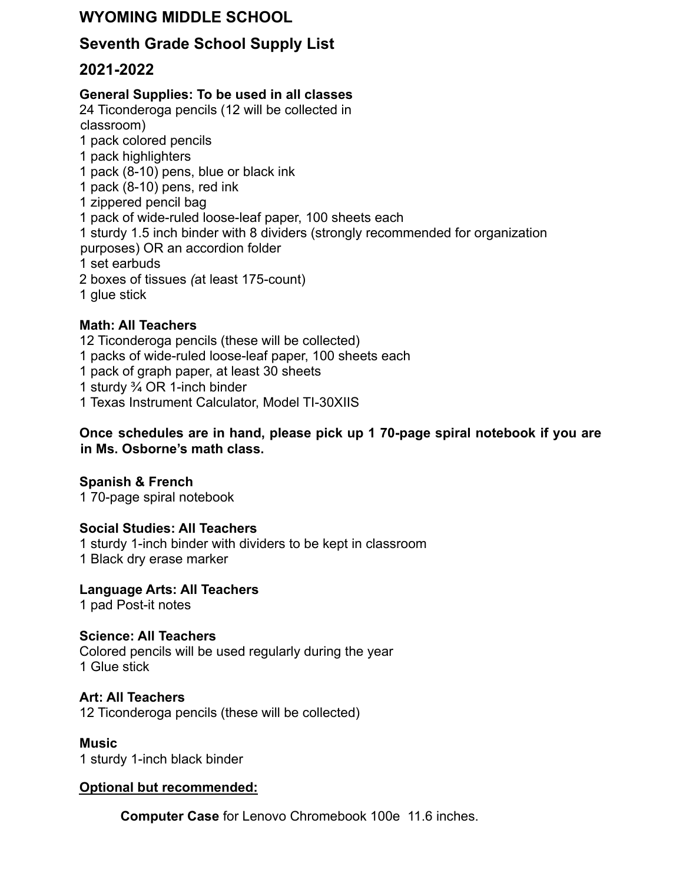# WYOMING MIDDLE SCHOOL

## Seventh Grade School Supply List

## 2021-2022

**General Supplies: To be used in all classes**

24 Ticonderoga pencils (12 will be collected in classroom)
1 pack colored pencils
1 pack highlighters
1 pack (8-10) pens, blue or black ink
1 pack (8-10) pens, red ink
1 zippered pencil bag
1 pack of wide-ruled loose-leaf paper, 100 sheets each
1 sturdy 1.5 inch binder with 8 dividers (strongly recommended for organization purposes) OR an accordion folder
1 set earbuds
2 boxes of tissues *(*at least 175-count)
1 glue stick

**Math: All Teachers**

12 Ticonderoga pencils (these will be collected)
1 packs of wide-ruled loose-leaf paper, 100 sheets each
1 pack of graph paper, at least 30 sheets
1 sturdy ¾ OR 1-inch binder
1 Texas Instrument Calculator, Model TI-30XIIS

**Once schedules are in hand, please pick up 1 70-page spiral notebook if you are in Ms. Osborne's math class.**

**Spanish & French**

1 70-page spiral notebook

**Social Studies: All Teachers**

1 sturdy 1-inch binder with dividers to be kept in classroom
1 Black dry erase marker

**Language Arts: All Teachers**

1 pad Post-it notes

**Science: All Teachers**

Colored pencils will be used regularly during the year
1 Glue stick

**Art: All Teachers**

12 Ticonderoga pencils (these will be collected)

**Music**

1 sturdy 1-inch black binder

**<u>Optional but recommended:</u>**

**Computer Case** for Lenovo Chromebook 100e 11.6 inches.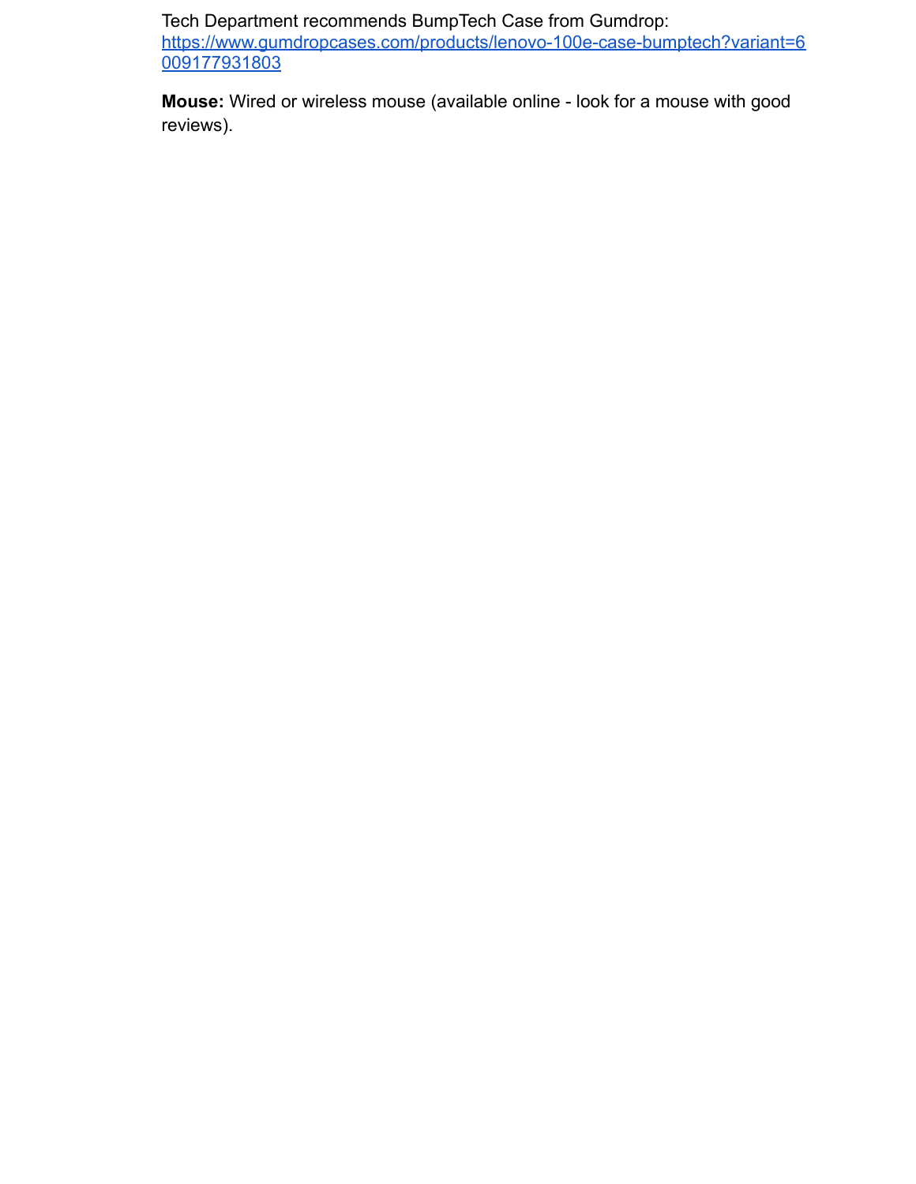Tech Department recommends BumpTech Case from Gumdrop:
https://www.gumdropcases.com/products/lenovo-100e-case-bumptech?variant=6009177931803

**Mouse:** Wired or wireless mouse (available online - look for a mouse with good reviews).